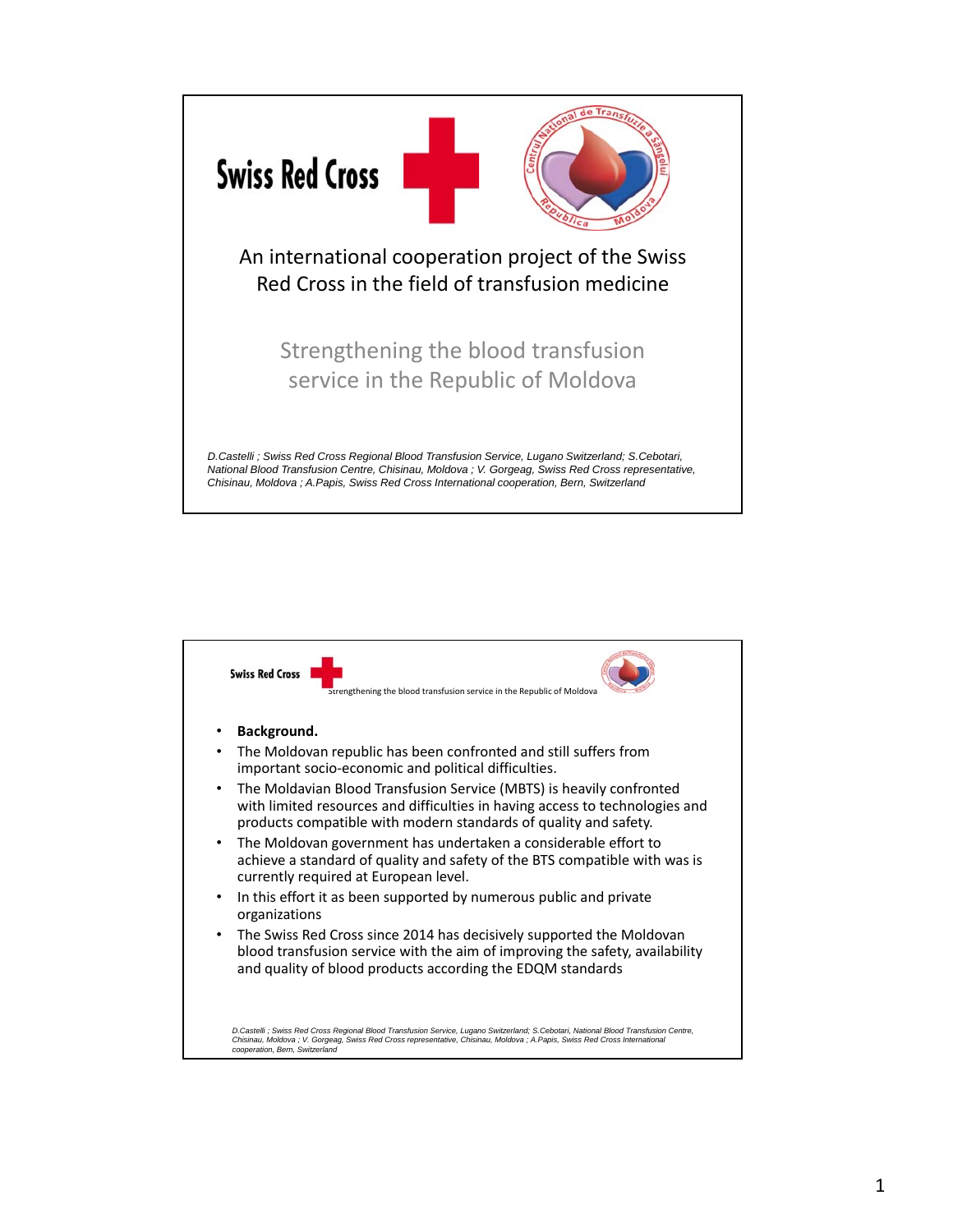# Swiss Red Cross

An international cooperation project of the Swiss Red Cross in the field of transfusion medicine

## Strengthening the blood transfusion service in the Republic of Moldova

*D.Castelli ; Swiss Red Cross Regional Blood Transfusion Service, Lugano Switzerland; S.Cebotari, National Blood Transfusion Centre, Chisinau, Moldova ; V. Gorgeag, Swiss Red Cross representative, Chisinau, Moldova ; A.Papis, Swiss Red Cross International cooperation, Bern, Switzerland*

---

Swiss Red Cross

Strengthening the blood transfusion service in the Republic of Moldova

- **Background.**
- The Moldovan republic has been confronted and still suffers from important socio-economic and political difficulties.
- The Moldavian Blood Transfusion Service (MBTS) is heavily confronted with limited resources and difficulties in having access to technologies and products compatible with modern standards of quality and safety.
- The Moldovan government has undertaken a considerable effort to achieve a standard of quality and safety of the BTS compatible with was is currently required at European level.
- In this effort it as been supported by numerous public and private organizations
- The Swiss Red Cross since 2014 has decisively supported the Moldovan blood transfusion service with the aim of improving the safety, availability and quality of blood products according the EDQM standards

*D.Castelli ; Swiss Red Cross Regional Blood Transfusion Service, Lugano Switzerland; S.Cebotari, National Blood Transfusion Centre, Chisinau, Moldova ; V. Gorgeag, Swiss Red Cross representative, Chisinau, Moldova ; A.Papis, Swiss Red Cross International cooperation, Bern, Switzerland*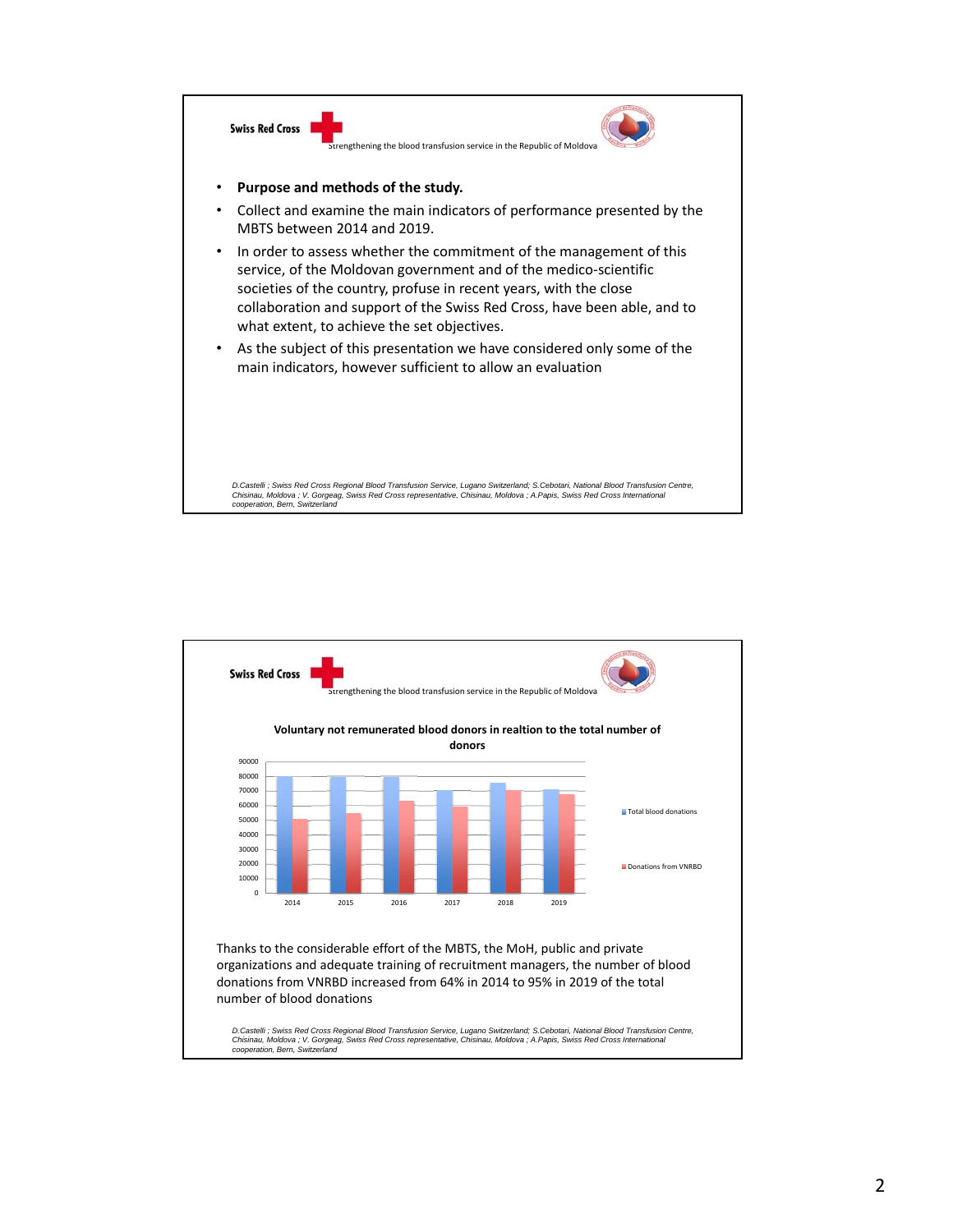Swiss Red Cross

Strengthening the blood transfusion service in the Republic of Moldova

- **Purpose and methods of the study.**
- Collect and examine the main indicators of performance presented by the MBTS between 2014 and 2019.
- In order to assess whether the commitment of the management of this service, of the Moldovan government and of the medico-scientific societies of the country, profuse in recent years, with the close collaboration and support of the Swiss Red Cross, have been able, and to what extent, to achieve the set objectives.
- As the subject of this presentation we have considered only some of the main indicators, however sufficient to allow an evaluation

*D.Castelli ; Swiss Red Cross Regional Blood Transfusion Service, Lugano Switzerland; S.Cebotari, National Blood Transfusion Centre, Chisinau, Moldova ; V. Gorgeag, Swiss Red Cross representative, Chisinau, Moldova ; A.Papis, Swiss Red Cross International cooperation, Bern, Switzerland*

Swiss Red Cross

Strengthening the blood transfusion service in the Republic of Moldova

**Voluntary not remunerated blood donors in realtion to the total number of donors**

Legend: Total blood donations; Donations from VNRBD

Thanks to the considerable effort of the MBTS, the MoH, public and private organizations and adequate training of recruitment managers, the number of blood donations from VNRBD increased from 64% in 2014 to 95% in 2019 of the total number of blood donations

*D.Castelli ; Swiss Red Cross Regional Blood Transfusion Service, Lugano Switzerland; S.Cebotari, National Blood Transfusion Centre, Chisinau, Moldova ; V. Gorgeag, Swiss Red Cross representative, Chisinau, Moldova ; A.Papis, Swiss Red Cross International cooperation, Bern, Switzerland*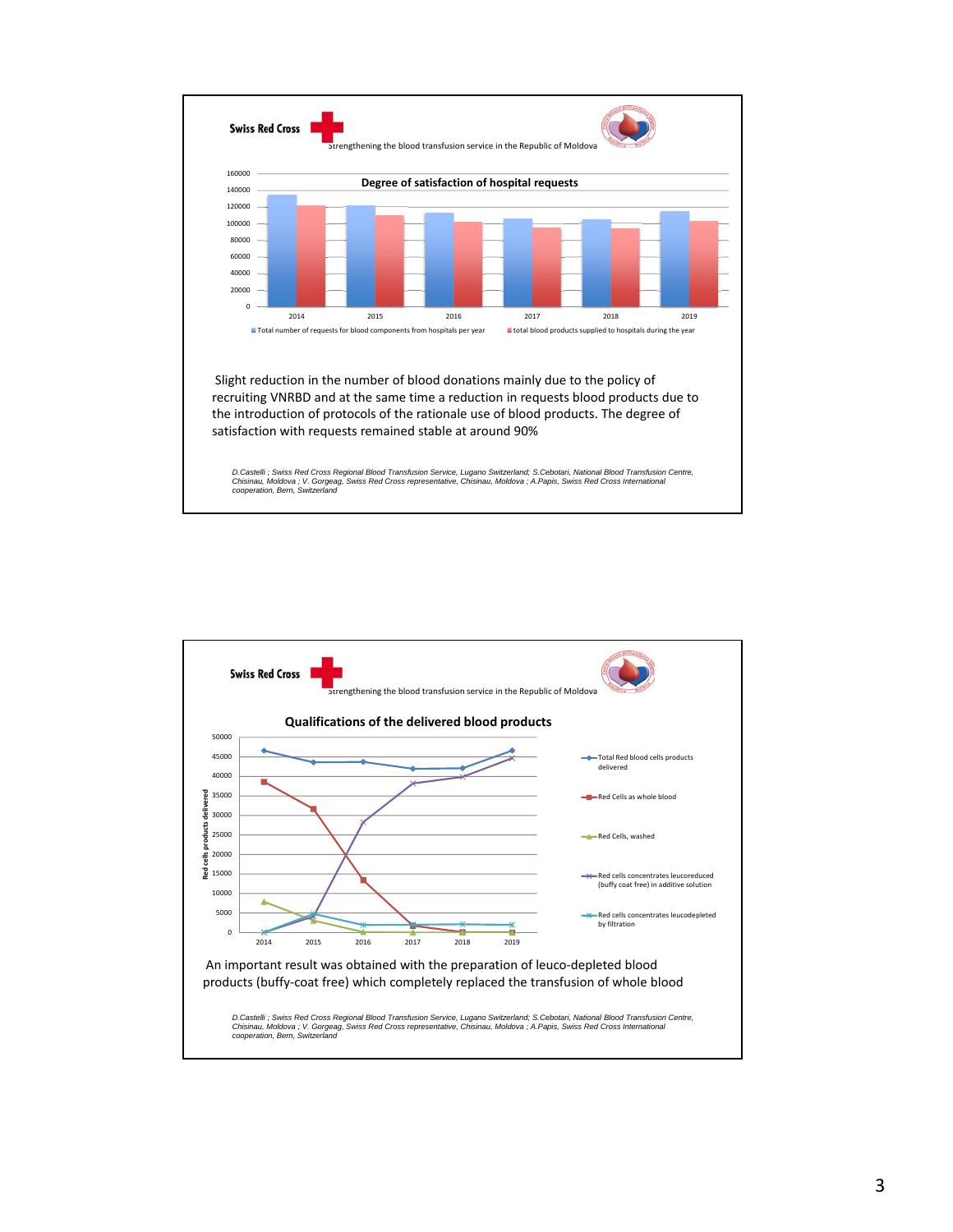Swiss Red Cross

Strengthening the blood transfusion service in the Republic of Moldova

## Degree of satisfaction of hospital requests

■ Total number of requests for blood components from hospitals per year ■ total blood products supplied to hospitals during the year

Slight reduction in the number of blood donations mainly due to the policy of recruiting VNRBD and at the same time a reduction in requests blood products due to the introduction of protocols of the rationale use of blood products. The degree of satisfaction with requests remained stable at around 90%

*D.Castelli ; Swiss Red Cross Regional Blood Transfusion Service, Lugano Switzerland; S.Cebotari, National Blood Transfusion Centre, Chisinau, Moldova ; V. Gorgeag, Swiss Red Cross representative, Chisinau, Moldova ; A.Papis, Swiss Red Cross International cooperation, Bern, Switzerland*

---

Swiss Red Cross

Strengthening the blood transfusion service in the Republic of Moldova

## Qualifications of the delivered blood products

- Total Red blood cells products delivered
- Red Cells as whole blood
- Red Cells, washed
- Red cells concentrates leucoreduced (buffy coat free) in additive solution
- Red cells concentrates leucodepleted by filtration

An important result was obtained with the preparation of leuco-depleted blood products (buffy-coat free) which completely replaced the transfusion of whole blood

*D.Castelli ; Swiss Red Cross Regional Blood Transfusion Service, Lugano Switzerland; S.Cebotari, National Blood Transfusion Centre, Chisinau, Moldova ; V. Gorgeag, Swiss Red Cross representative, Chisinau, Moldova ; A.Papis, Swiss Red Cross International cooperation, Bern, Switzerland*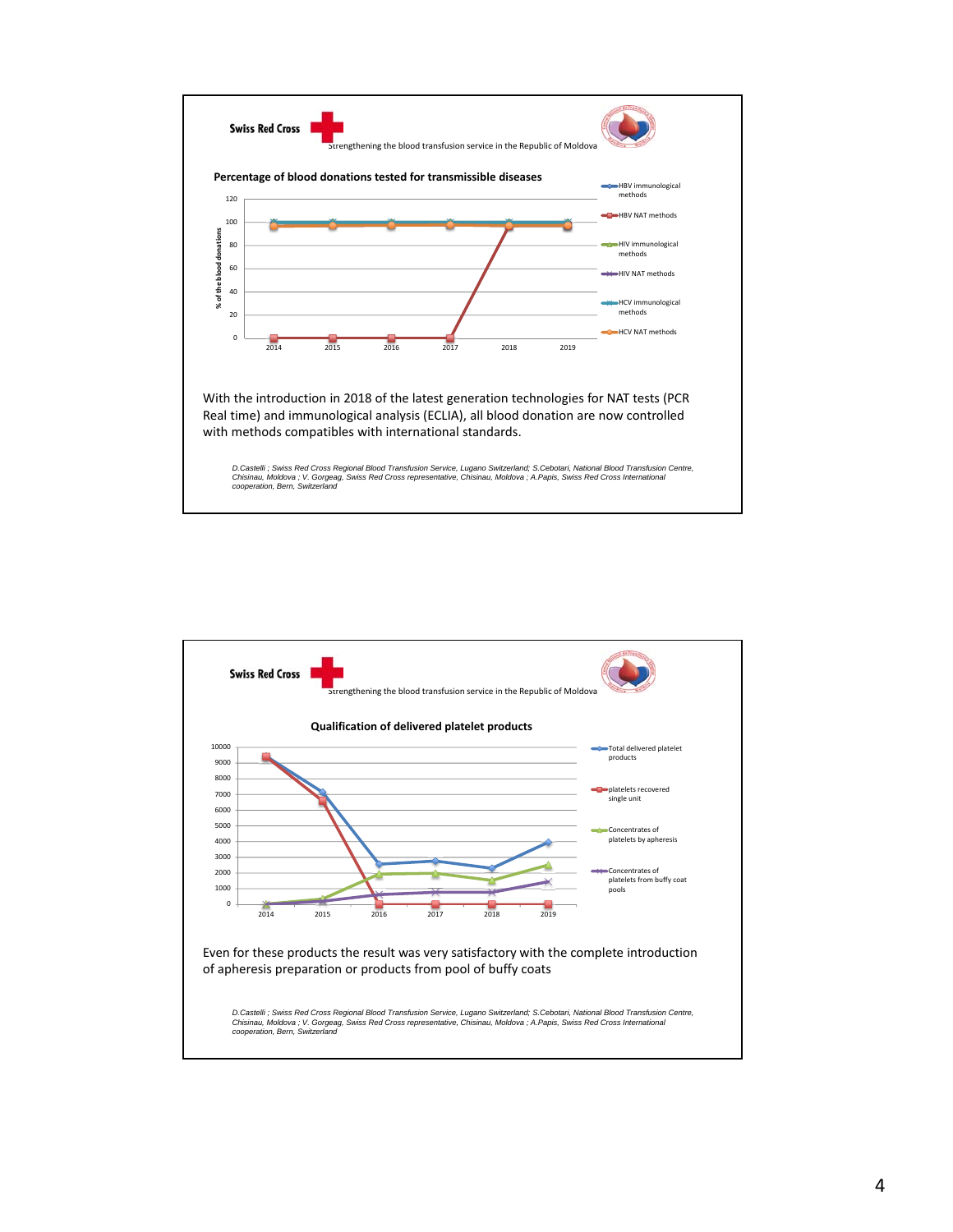**Swiss Red Cross**

Strengthening the blood transfusion service in the Republic of Moldova

### Percentage of blood donations tested for transmissible diseases

With the introduction in 2018 of the latest generation technologies for NAT tests (PCR Real time) and immunological analysis (ECLIA), all blood donation are now controlled with methods compatibles with international standards.

*D.Castelli ; Swiss Red Cross Regional Blood Transfusion Service, Lugano Switzerland; S.Cebotari, National Blood Transfusion Centre, Chisinau, Moldova ; V. Gorgeag, Swiss Red Cross representative, Chisinau, Moldova ; A.Papis, Swiss Red Cross International cooperation, Bern, Switzerland*

---

**Swiss Red Cross**

Strengthening the blood transfusion service in the Republic of Moldova

### Qualification of delivered platelet products

Even for these products the result was very satisfactory with the complete introduction of apheresis preparation or products from pool of buffy coats

*D.Castelli ; Swiss Red Cross Regional Blood Transfusion Service, Lugano Switzerland; S.Cebotari, National Blood Transfusion Centre, Chisinau, Moldova ; V. Gorgeag, Swiss Red Cross representative, Chisinau, Moldova ; A.Papis, Swiss Red Cross International cooperation, Bern, Switzerland*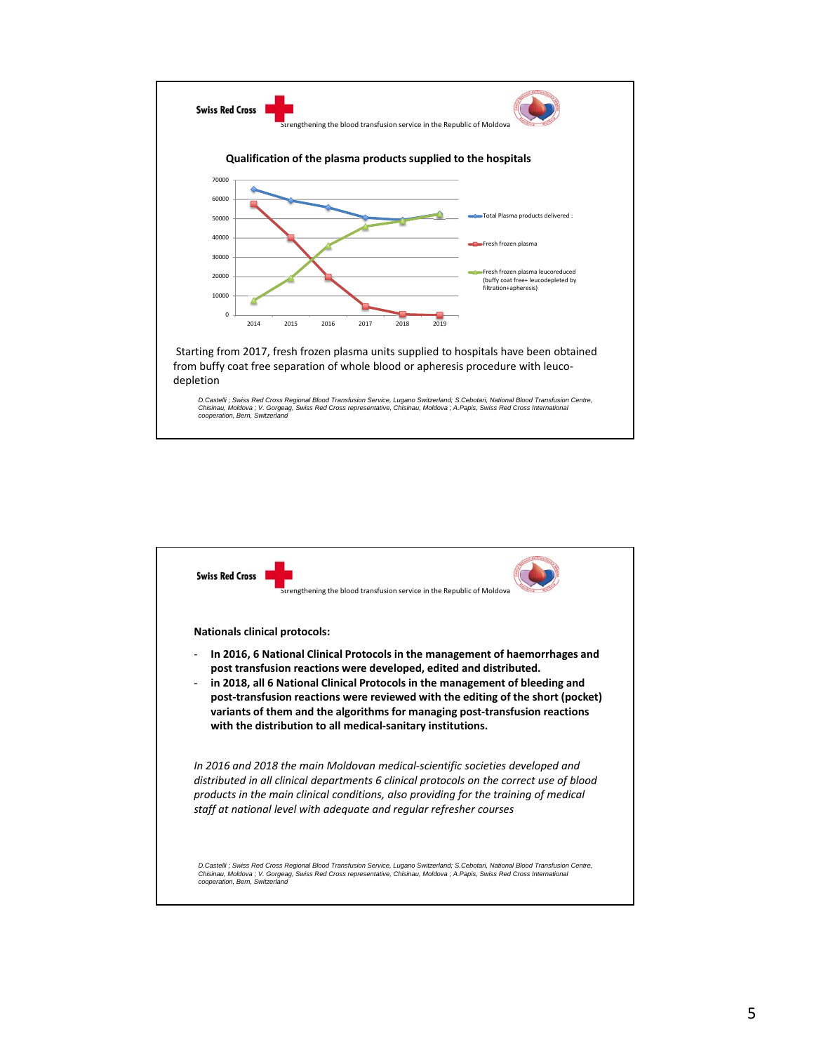Swiss Red Cross

Strengthening the blood transfusion service in the Republic of Moldova

### Qualification of the plasma products supplied to the hospitals

Legend:
- Total Plasma products delivered :
- Fresh frozen plasma
- Fresh frozen plasma leucoreduced (buffy coat free+ leucodepleted by filtration+apheresis)

Starting from 2017, fresh frozen plasma units supplied to hospitals have been obtained from buffy coat free separation of whole blood or apheresis procedure with leuco-depletion

*D.Castelli ; Swiss Red Cross Regional Blood Transfusion Service, Lugano Switzerland; S.Cebotari, National Blood Transfusion Centre, Chisinau, Moldova ; V. Gorgeag, Swiss Red Cross representative, Chisinau, Moldova ; A.Papis, Swiss Red Cross International cooperation, Bern, Switzerland*

---

Swiss Red Cross

Strengthening the blood transfusion service in the Republic of Moldova

**Nationals clinical protocols:**

- **In 2016, 6 National Clinical Protocols in the management of haemorrhages and post transfusion reactions were developed, edited and distributed.**
- **in 2018, all 6 National Clinical Protocols in the management of bleeding and post-transfusion reactions were reviewed with the editing of the short (pocket) variants of them and the algorithms for managing post-transfusion reactions with the distribution to all medical-sanitary institutions.**

*In 2016 and 2018 the main Moldovan medical-scientific societies developed and distributed in all clinical departments 6 clinical protocols on the correct use of blood products in the main clinical conditions, also providing for the training of medical staff at national level with adequate and regular refresher courses*

*D.Castelli ; Swiss Red Cross Regional Blood Transfusion Service, Lugano Switzerland; S.Cebotari, National Blood Transfusion Centre, Chisinau, Moldova ; V. Gorgeag, Swiss Red Cross representative, Chisinau, Moldova ; A.Papis, Swiss Red Cross International cooperation, Bern, Switzerland*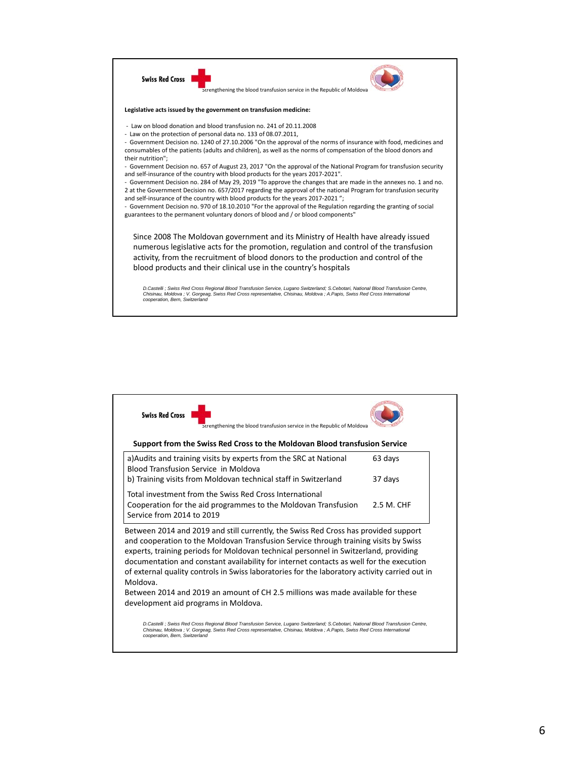Swiss Red Cross

Strengthening the blood transfusion service in the Republic of Moldova

**Legislative acts issued by the government on transfusion medicine:**

- Law on blood donation and blood transfusion no. 241 of 20.11.2008
- Law on the protection of personal data no. 133 of 08.07.2011,
- Government Decision no. 1240 of 27.10.2006 "On the approval of the norms of insurance with food, medicines and consumables of the patients (adults and children), as well as the norms of compensation of the blood donors and their nutrition";
- Government Decision no. 657 of August 23, 2017 "On the approval of the National Program for transfusion security and self-insurance of the country with blood products for the years 2017-2021".
- Government Decision no. 284 of May 29, 2019 "To approve the changes that are made in the annexes no. 1 and no. 2 at the Government Decision no. 657/2017 regarding the approval of the national Program for transfusion security and self-insurance of the country with blood products for the years 2017-2021 ";
- Government Decision no. 970 of 18.10.2010 "For the approval of the Regulation regarding the granting of social guarantees to the permanent voluntary donors of blood and / or blood components"

Since 2008 The Moldovan government and its Ministry of Health have already issued numerous legislative acts for the promotion, regulation and control of the transfusion activity, from the recruitment of blood donors to the production and control of the blood products and their clinical use in the country's hospitals

*D.Castelli ; Swiss Red Cross Regional Blood Transfusion Service, Lugano Switzerland; S.Cebotari, National Blood Transfusion Centre, Chisinau, Moldova ; V. Gorgeag, Swiss Red Cross representative, Chisinau, Moldova ; A.Papis, Swiss Red Cross International cooperation, Bern, Switzerland*

---

Swiss Red Cross

Strengthening the blood transfusion service in the Republic of Moldova

**Support from the Swiss Red Cross to the Moldovan Blood transfusion Service**

| | |
|---|---|
| a)Audits and training visits by experts from the SRC at National Blood Transfusion Service in Moldova | 63 days |
| b) Training visits from Moldovan technical staff in Switzerland | 37 days |
| Total investment from the Swiss Red Cross International Cooperation for the aid programmes to the Moldovan Transfusion Service from 2014 to 2019 | 2.5 M. CHF |

Between 2014 and 2019 and still currently, the Swiss Red Cross has provided support and cooperation to the Moldovan Transfusion Service through training visits by Swiss experts, training periods for Moldovan technical personnel in Switzerland, providing documentation and constant availability for internet contacts as well for the execution of external quality controls in Swiss laboratories for the laboratory activity carried out in Moldova.
Between 2014 and 2019 an amount of CH 2.5 millions was made available for these development aid programs in Moldova.

*D.Castelli ; Swiss Red Cross Regional Blood Transfusion Service, Lugano Switzerland; S.Cebotari, National Blood Transfusion Centre, Chisinau, Moldova ; V. Gorgeag, Swiss Red Cross representative, Chisinau, Moldova ; A.Papis, Swiss Red Cross International cooperation, Bern, Switzerland*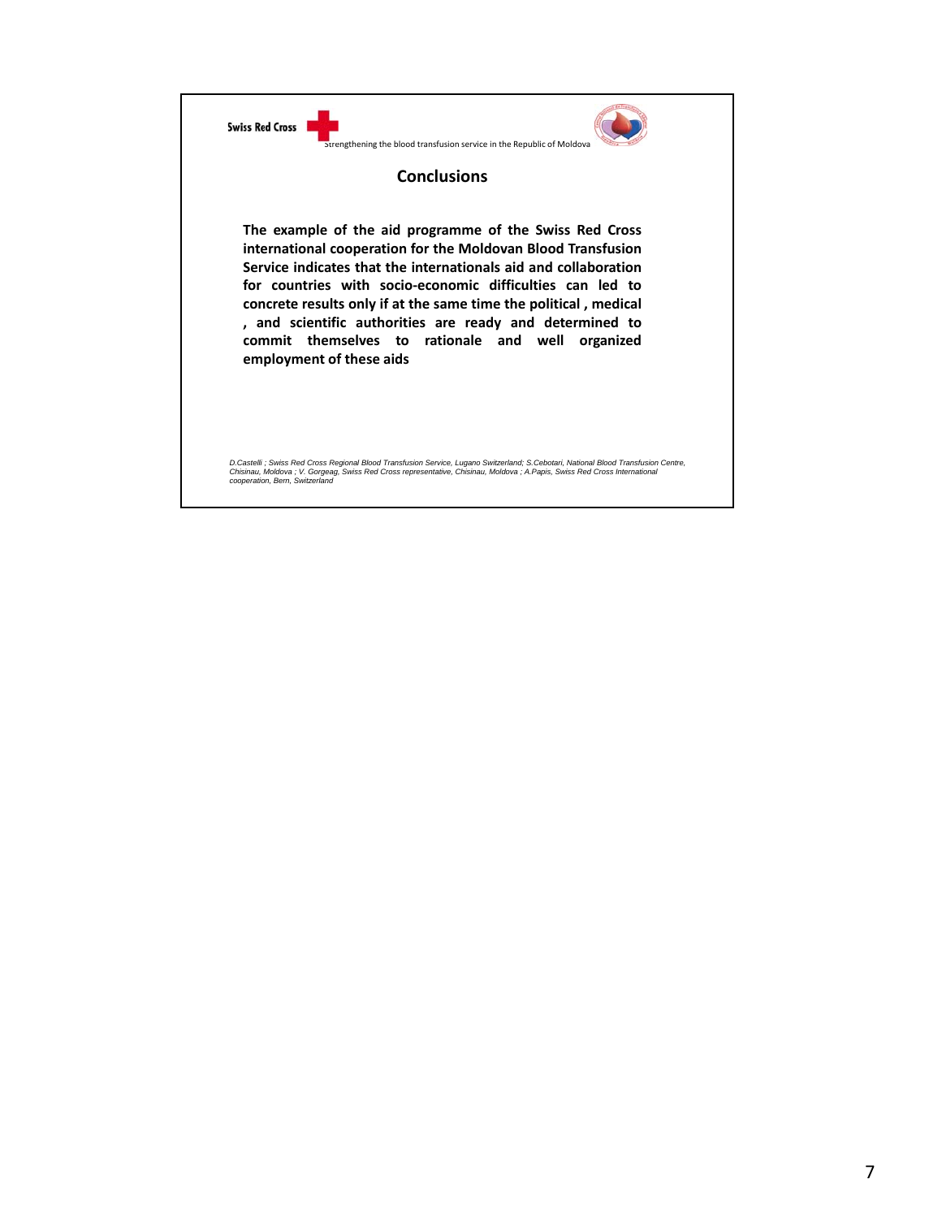Swiss Red Cross

Strengthening the blood transfusion service in the Republic of Moldova

## Conclusions

**The example of the aid programme of the Swiss Red Cross international cooperation for the Moldovan Blood Transfusion Service indicates that the internationals aid and collaboration for countries with socio-economic difficulties can led to concrete results only if at the same time the political , medical , and scientific authorities are ready and determined to commit themselves to rationale and well organized employment of these aids**

*D.Castelli ; Swiss Red Cross Regional Blood Transfusion Service, Lugano Switzerland; S.Cebotari, National Blood Transfusion Centre, Chisinau, Moldova ; V. Gorgeag, Swiss Red Cross representative, Chisinau, Moldova ; A.Papis, Swiss Red Cross International cooperation, Bern, Switzerland*